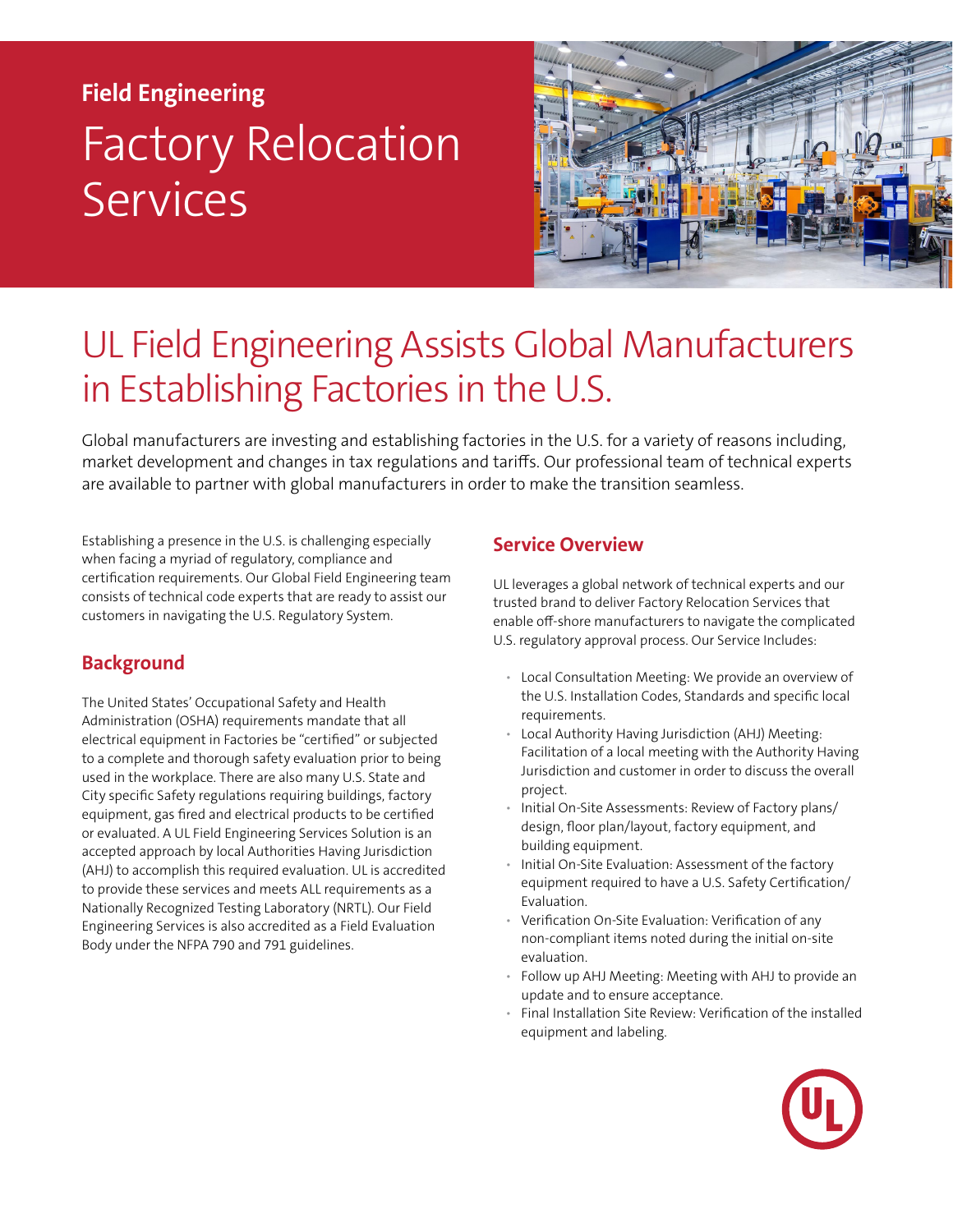**Field Engineering**

# Factory Relocation Services

## UL Field Engineering Assists Global Manufacturers in Establishing Factories in the U.S.

Global manufacturers are investing and establishing factories in the U.S. for a variety of reasons including, market development and changes in tax regulations and tariffs. Our professional team of technical experts are available to partner with global manufacturers in order to make the transition seamless.

Establishing a presence in the U.S. is challenging especially when facing a myriad of regulatory, compliance and certification requirements. Our Global Field Engineering team consists of technical code experts that are ready to assist our customers in navigating the U.S. Regulatory System.

### Background

The United States' Occupational Safety and Health Administration (OSHA) requirements mandate that all electrical equipment in Factories be "certified" or subjected to a complete and thorough safety evaluation prior to being used in the workplace. There are also many U.S. State and City specific Safety regulations requiring buildings, factory equipment, gas fired and electrical products to be certified or evaluated. A UL Field Engineering Services Solution is an accepted approach by local Authorities Having Jurisdiction (AHJ) to accomplish this required evaluation. UL is accredited to provide these services and meets ALL requirements as a Nationally Recognized Testing Laboratory (NRTL). Our Field Engineering Services is also accredited as a Field Evaluation Body under the NFPA 790 and 791 guidelines.

### Service Overview

UL leverages a global network of technical experts and our trusted brand to deliver Factory Relocation Services that enable off-shore manufacturers to navigate the complicated U.S. regulatory approval process. Our Service Includes:

- Local Consultation Meeting: We provide an overview of the U.S. Installation Codes, Standards and specific local requirements.
- Local Authority Having Jurisdiction (AHJ) Meeting: Facilitation of a local meeting with the Authority Having Jurisdiction and customer in order to discuss the overall project.
- Initial On-Site Assessments: Review of Factory plans/ design, floor plan/layout, factory equipment, and building equipment.
- Initial On-Site Evaluation: Assessment of the factory equipment required to have a U.S. Safety Certification/ Evaluation.
- Verification On-Site Evaluation: Verification of any non-compliant items noted during the initial on-site evaluation.
- Follow up AHJ Meeting: Meeting with AHJ to provide an update and to ensure acceptance.
- Final Installation Site Review: Verification of the installed equipment and labeling.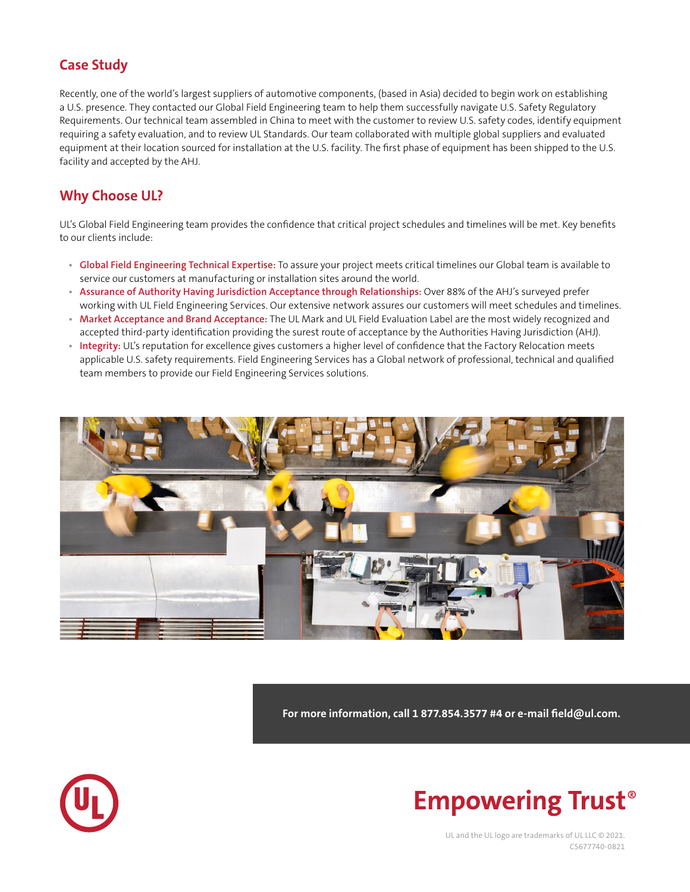## Case Study

Recently, one of the world's largest suppliers of automotive components, (based in Asia) decided to begin work on establishing a U.S. presence. They contacted our Global Field Engineering team to help them successfully navigate U.S. Safety Regulatory Requirements. Our technical team assembled in China to meet with the customer to review U.S. safety codes, identify equipment requiring a safety evaluation, and to review UL Standards. Our team collaborated with multiple global suppliers and evaluated equipment at their location sourced for installation at the U.S. facility. The first phase of equipment has been shipped to the U.S. facility and accepted by the AHJ.

## Why Choose UL?

UL's Global Field Engineering team provides the confidence that critical project schedules and timelines will be met. Key benefits to our clients include:

- **Global Field Engineering Technical Expertise:** To assure your project meets critical timelines our Global team is available to service our customers at manufacturing or installation sites around the world.
- **Assurance of Authority Having Jurisdiction Acceptance through Relationships:** Over 88% of the AHJ's surveyed prefer working with UL Field Engineering Services. Our extensive network assures our customers will meet schedules and timelines.
- **Market Acceptance and Brand Acceptance:** The UL Mark and UL Field Evaluation Label are the most widely recognized and accepted third-party identification providing the surest route of acceptance by the Authorities Having Jurisdiction (AHJ).
- **Integrity:** UL's reputation for excellence gives customers a higher level of confidence that the Factory Relocation meets applicable U.S. safety requirements. Field Engineering Services has a Global network of professional, technical and qualified team members to provide our Field Engineering Services solutions.

**For more information, call 1 877.854.3577 #4 or e-mail field@ul.com.**

**Empowering Trust®**

UL and the UL logo are trademarks of UL LLC © 2021.
CS677740-0821